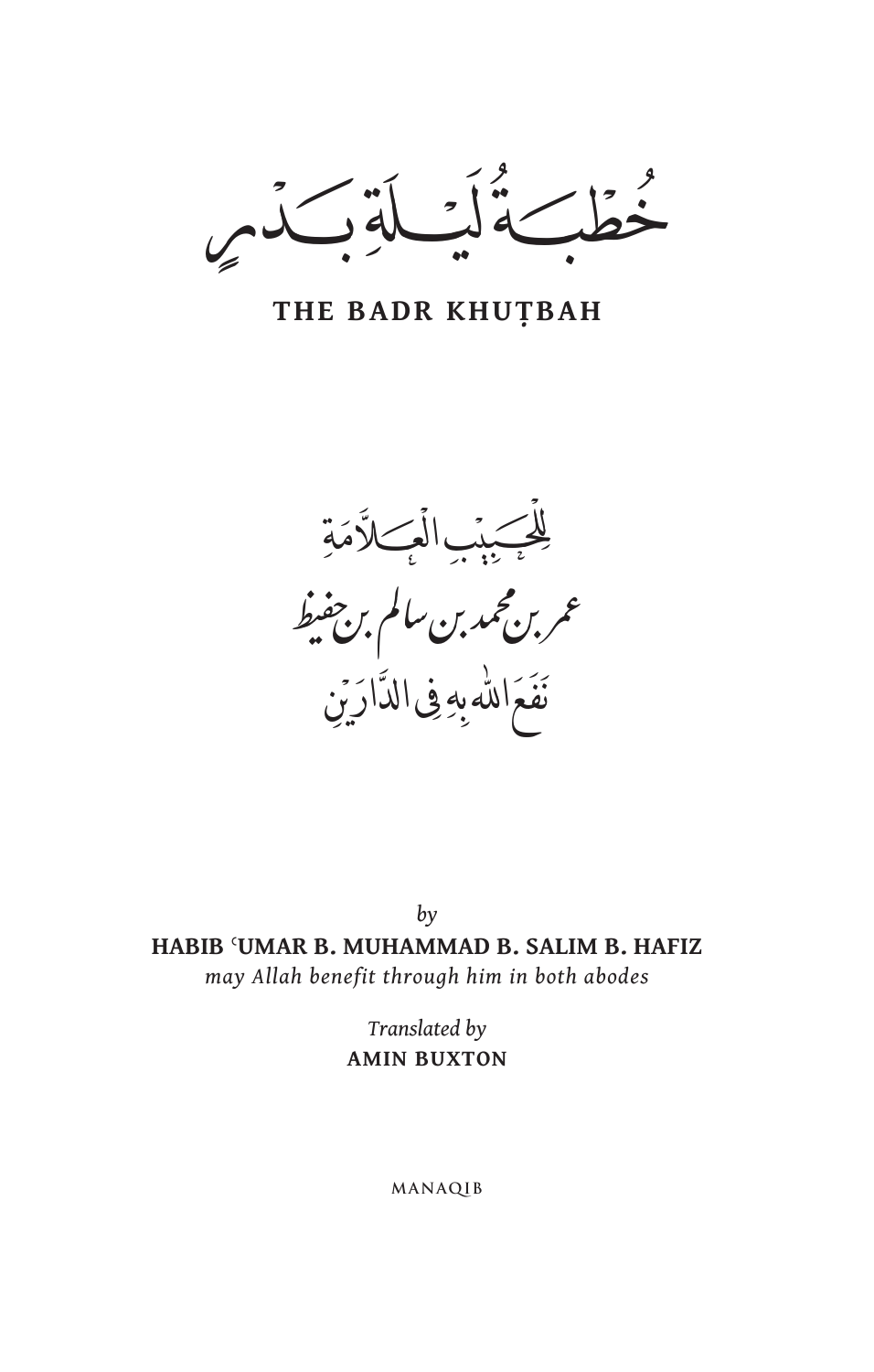# خُطْبَةُ لَيْلَةِ بَدْرٍ

## THE BADR KHUṬBAH

لِلْحَبِيْبِ الْعَلَّامَةِ

عمر بن محمد بن سالم بن حفيظ

نَفَعَ اللهُ بِهِ فِي الدَّارَيْنِ

*by*

**HABIB ʿUMAR B. MUHAMMAD B. SALIM B. HAFIZ**

*may Allah benefit through him in both abodes*

*Translated by*

**AMIN BUXTON**

MANAQIB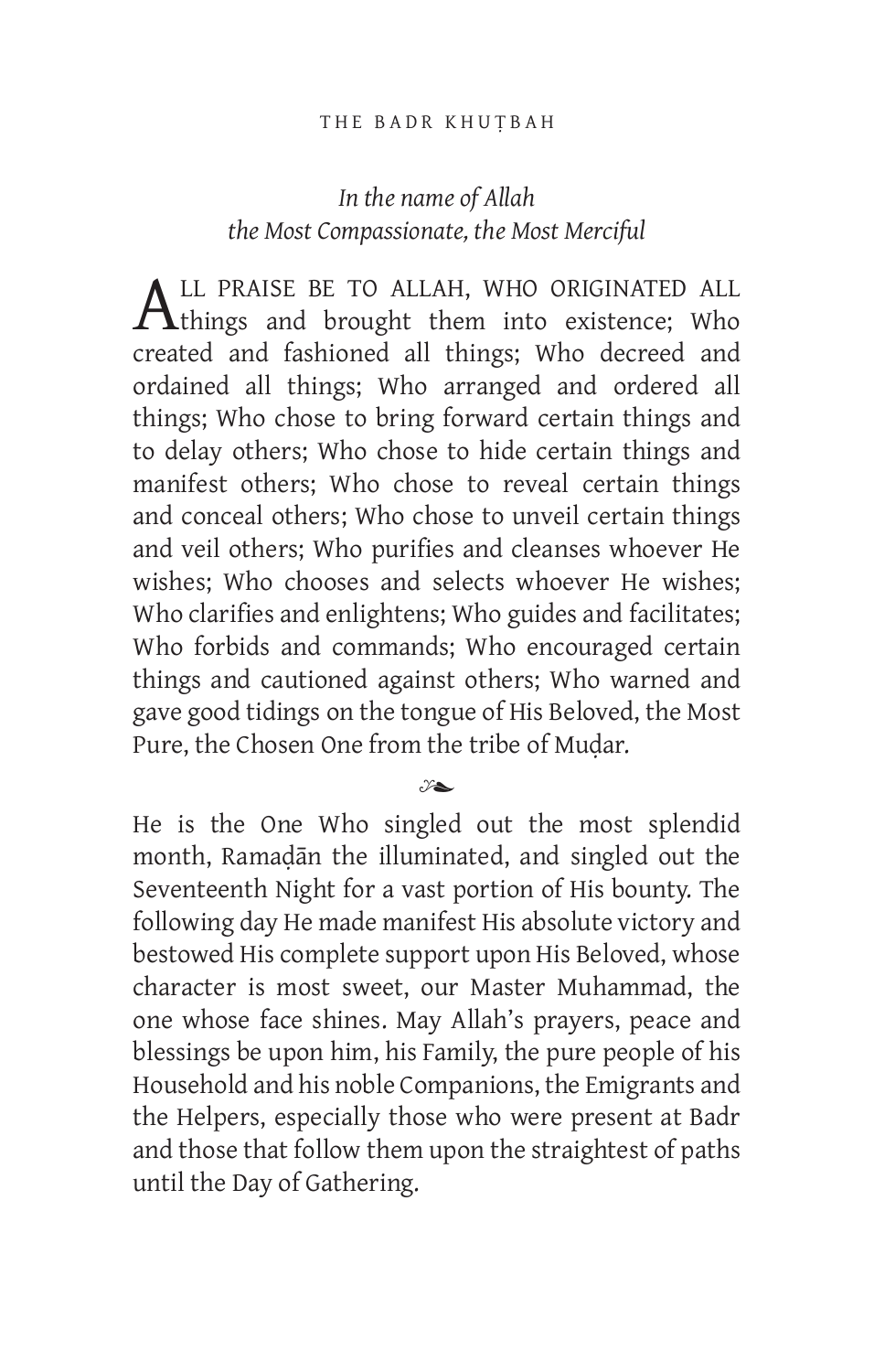*In the name of Allah*
*the Most Compassionate, the Most Merciful*

ALL PRAISE BE TO ALLAH, WHO ORIGINATED ALL things and brought them into existence; Who created and fashioned all things; Who decreed and ordained all things; Who arranged and ordered all things; Who chose to bring forward certain things and to delay others; Who chose to hide certain things and manifest others; Who chose to reveal certain things and conceal others; Who chose to unveil certain things and veil others; Who purifies and cleanses whoever He wishes; Who chooses and selects whoever He wishes; Who clarifies and enlightens; Who guides and facilitates; Who forbids and commands; Who encouraged certain things and cautioned against others; Who warned and gave good tidings on the tongue of His Beloved, the Most Pure, the Chosen One from the tribe of Muḍar.

❧

He is the One Who singled out the most splendid month, Ramaḍān the illuminated, and singled out the Seventeenth Night for a vast portion of His bounty. The following day He made manifest His absolute victory and bestowed His complete support upon His Beloved, whose character is most sweet, our Master Muhammad, the one whose face shines. May Allah's prayers, peace and blessings be upon him, his Family, the pure people of his Household and his noble Companions, the Emigrants and the Helpers, especially those who were present at Badr and those that follow them upon the straightest of paths until the Day of Gathering.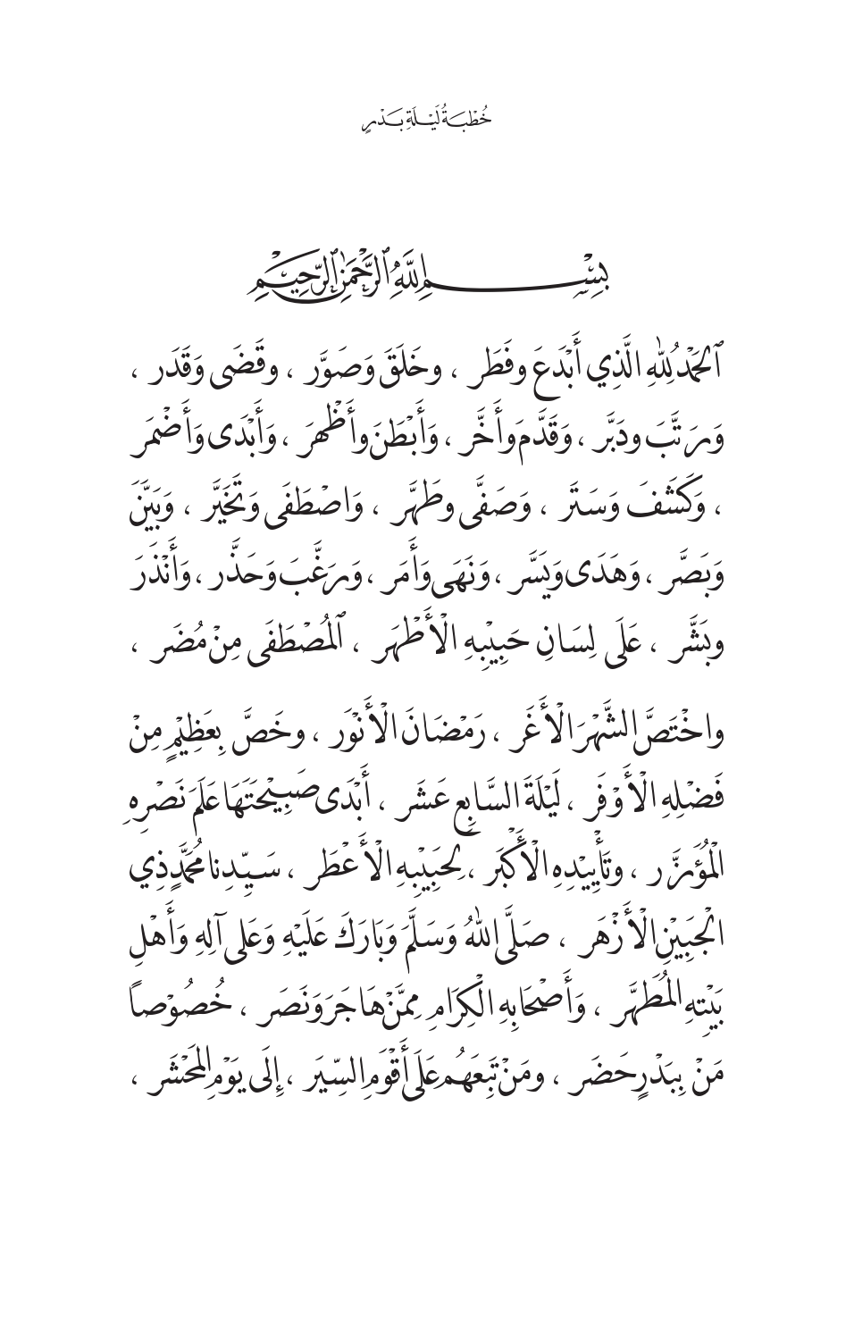بِسْمِ اللَّهِ الرَّحْمَٰنِ الرَّحِيمِ

ٱلْحَمْدُ لِلَّهِ الَّذِي أَبْدَعَ وفَطَر ، وخَلَقَ وَصَوَّر ، وقَضَى وَقَدَر ، وَرَتَّبَ ودَبَّر ، وَقَدَّمَ وأَخَّر ، وَأَبْطَنَ وأَظْهَرَ ، وَأَبْدَى وَأَضْمَر ، وَكَشَفَ وَسَتَر ، وَصَفَّى وطَهَّر ، وَاصْطَفَى وَتَخَيَّر ، وَبَيَّنَ وَبَصَّر ، وَهَدَى وَيَسَّر ، وَنَهَى وَأَمَر ، وَرَغَّبَ وَحَذَّر ، وَأَنْذَرَ وبَشَّر ، عَلَى لِسَانِ حَبِيْبِهِ الْأَطْهَر ، ٱلْمُصْطَفَى مِنْ مُضَر ،

واخْتَصَّ الشَّهْرَ الْأَغَر ، رَمَضَانَ الْأَنْوَر ، وخَصَّ بِعَظِيْمٍ مِنْ فَضْلِهِ الْأَوْفَر ، لَيْلَةَ السَّابِعِ عَشَر ، أَبْدَى صَبِيْحَتَهَا عَلَمَ نَصْرِهِ الْمُؤَزَّر ، وتَأْيِيْدِهِ الْأَكْبَر ، لِحَبِيْبِهِ الْأَعْطَر ، سَيِّدِنا مُحَمَّدٍ ذِي الْجَبِيْنِ الْأَزْهَر ، صَلَّى اللهُ وَسَلَّمَ وَبَارَكَ عَلَيْهِ وَعَلَى آلِهِ وَأَهْلِ بَيْتِهِ الْمُطَهَّر ، وَأَصْحَابِهِ الْكِرَامِ مِمَّنْ هَاجَرَ وَنَصَر ، خُصُوْصاً مَنْ بِبَدْرٍ حَضَر ، ومَنْ تَبِعَهُمْ عَلَى أَقْوَمِ السِّيَر ، إِلَى يَوْمِ الْمَحْشَر ،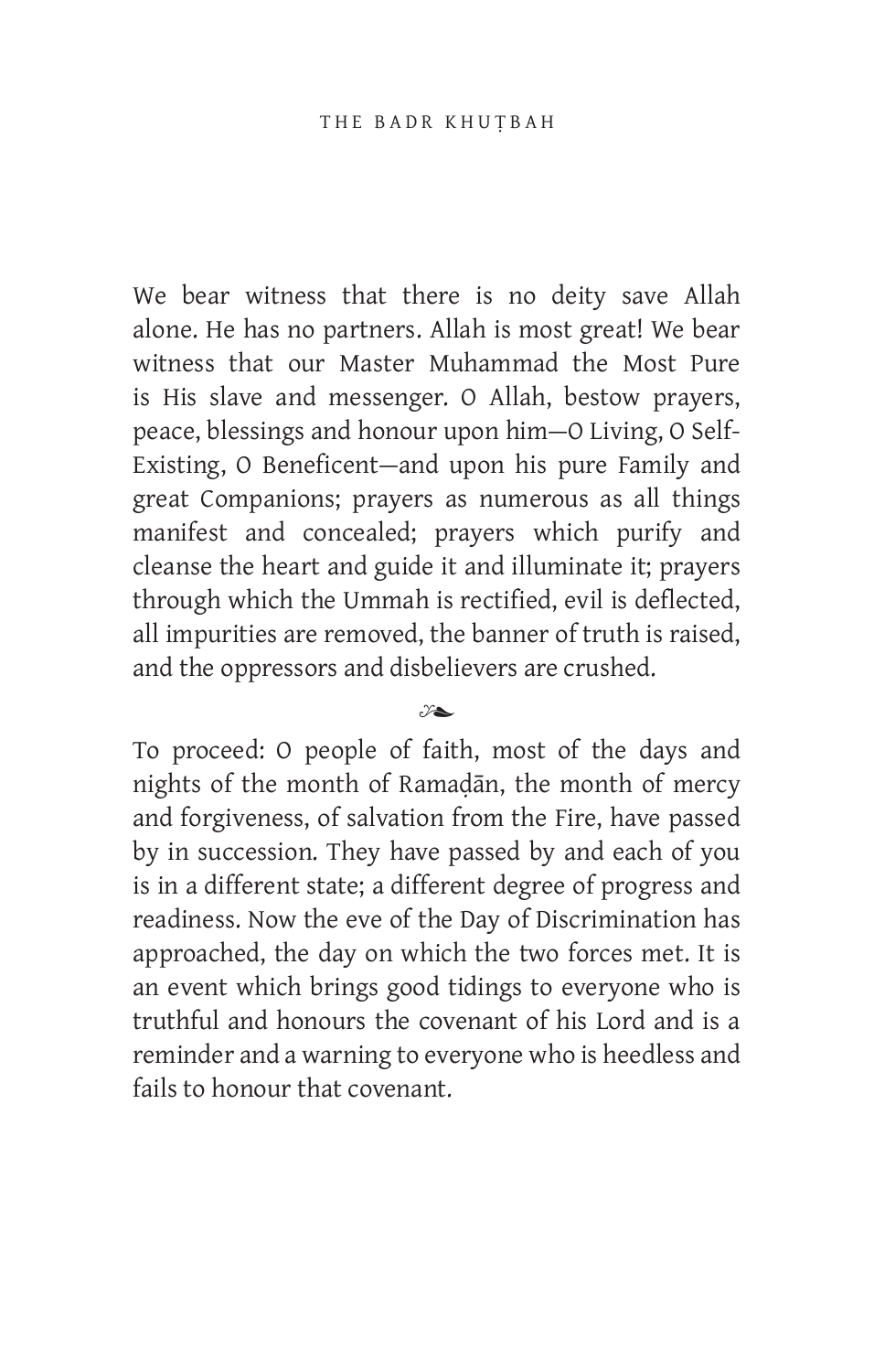We bear witness that there is no deity save Allah alone. He has no partners. Allah is most great! We bear witness that our Master Muhammad the Most Pure is His slave and messenger. O Allah, bestow prayers, peace, blessings and honour upon him—O Living, O Self-Existing, O Beneficent—and upon his pure Family and great Companions; prayers as numerous as all things manifest and concealed; prayers which purify and cleanse the heart and guide it and illuminate it; prayers through which the Ummah is rectified, evil is deflected, all impurities are removed, the banner of truth is raised, and the oppressors and disbelievers are crushed.

❧

To proceed: O people of faith, most of the days and nights of the month of Ramaḍān, the month of mercy and forgiveness, of salvation from the Fire, have passed by in succession. They have passed by and each of you is in a different state; a different degree of progress and readiness. Now the eve of the Day of Discrimination has approached, the day on which the two forces met. It is an event which brings good tidings to everyone who is truthful and honours the covenant of his Lord and is a reminder and a warning to everyone who is heedless and fails to honour that covenant.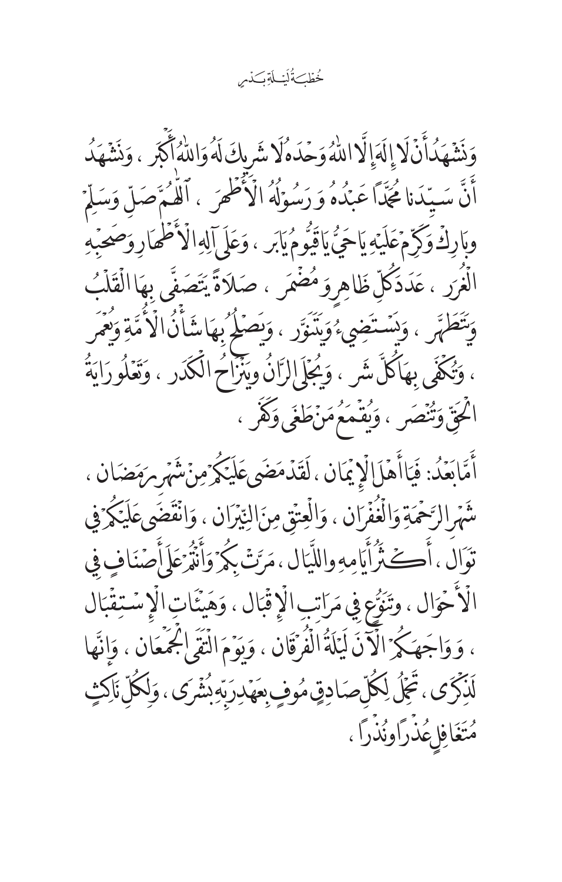وَنَشْهَدُ أَنْ لَا إِلَهَ إِلَّا اللهُ وَحْدَهُ لَا شَرِيكَ لَهُ وَاللهُ أَكْبَر ، وَنَشْهَدُ أَنَّ سَيِّدَنا مُحَمَّدًا عَبْدُهُ وَرَسُولُهُ الْأَطْهَر ، اَللَّهُمَّ صَلِّ وَسَلِّمْ وبَارِكْ وَكَرِّمْ عَلَيْهِ يَاحَيُّ يَاقَيُّومُ يَابَر ، وَعَلَى آلِهِ الْأَطْهَارِ وَصَحْبِهِ الْغُرَر ، عَدَدَ كُلِّ ظَاهِرٍ وَمُضْمَر ، صَلَاةً يَتَصَفَّى بِهَا الْقَلْبُ وَيَتَطَهَّر ، وَيَسْتَضِيءُ وَيَتَنَوَّر ، وَيَصْلُحُ بِهَا شَأْنُ الْأُمَّةِ وَيُعْمَر ، وَتُكْفَى بِهَا كُلَّ شَر ، وَيُجْلَى الرَّانُ وَيَنْزَاحُ الْكَدَر ، وَتَعْلُو رَايَةُ الْحَقِّ وَتُنْصَر ، وَيُقْمَعُ مَنْ طَغَى وَكَفَر ،

أَمَّا بَعْدُ: فَيَا أَهْلَ الْإِيمَان ، لَقَدْ مَضَى عَلَيْكُمْ مِنْ شَهْرِ رَمَضَان ، شَهْرِ الرَّحْمَةِ وَالْغُفْرَان ، وَالْعِتْقِ مِنَ النِّيرَان ، وَانْقَضَى عَلَيْكُمْ فِي تَوَال ، أَكْثَرُ أَيَّامِهِ واللَّيَال ، مَرَّتْ بِكُمْ وَأَنْتُمْ عَلَى أَصْنَافٍ فِي الْأَحْوَال ، وتَنَوُّعٍ فِي مَرَاتِبِ الْإِقْبَال ، وَهَيْئَاتِ الْإِسْتِقْبَال ، وَوَاجَهَكُمُ الْآنَ لَيْلَةُ الْفُرْقَان ، وَيَوْمَ الْتَقَى الْجَمْعَان ، وَإِنَّهَا لَذِكْرَى ، تَحْمِلُ لِكُلِّ صَادِقٍ مُوفٍ بِعَهْدِ رَبِّهِ بُشْرَى ، وَلِكُلِّ نَاكِثٍ مُتَغَافِلٍ عُذْرًا ونُذْرًا ،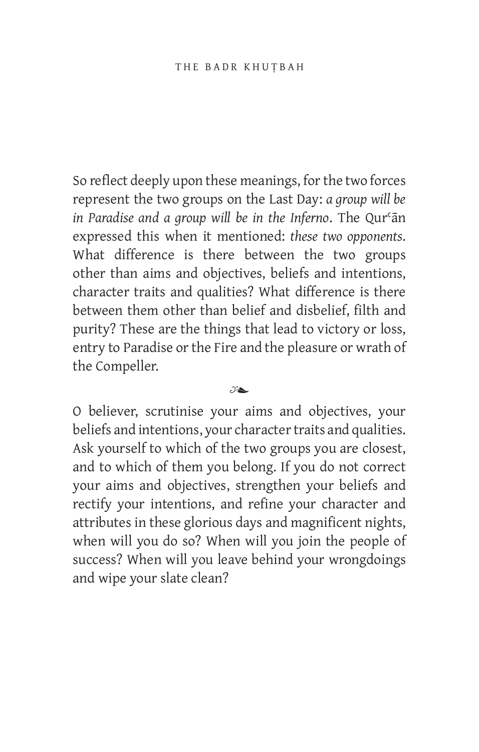So reflect deeply upon these meanings, for the two forces represent the two groups on the Last Day: *a group will be in Paradise and a group will be in the Inferno*. The Qurʿān expressed this when it mentioned: *these two opponents.* What difference is there between the two groups other than aims and objectives, beliefs and intentions, character traits and qualities? What difference is there between them other than belief and disbelief, filth and purity? These are the things that lead to victory or loss, entry to Paradise or the Fire and the pleasure or wrath of the Compeller.

❧

O believer, scrutinise your aims and objectives, your beliefs and intentions, your character traits and qualities. Ask yourself to which of the two groups you are closest, and to which of them you belong. If you do not correct your aims and objectives, strengthen your beliefs and rectify your intentions, and refine your character and attributes in these glorious days and magnificent nights, when will you do so? When will you join the people of success? When will you leave behind your wrongdoings and wipe your slate clean?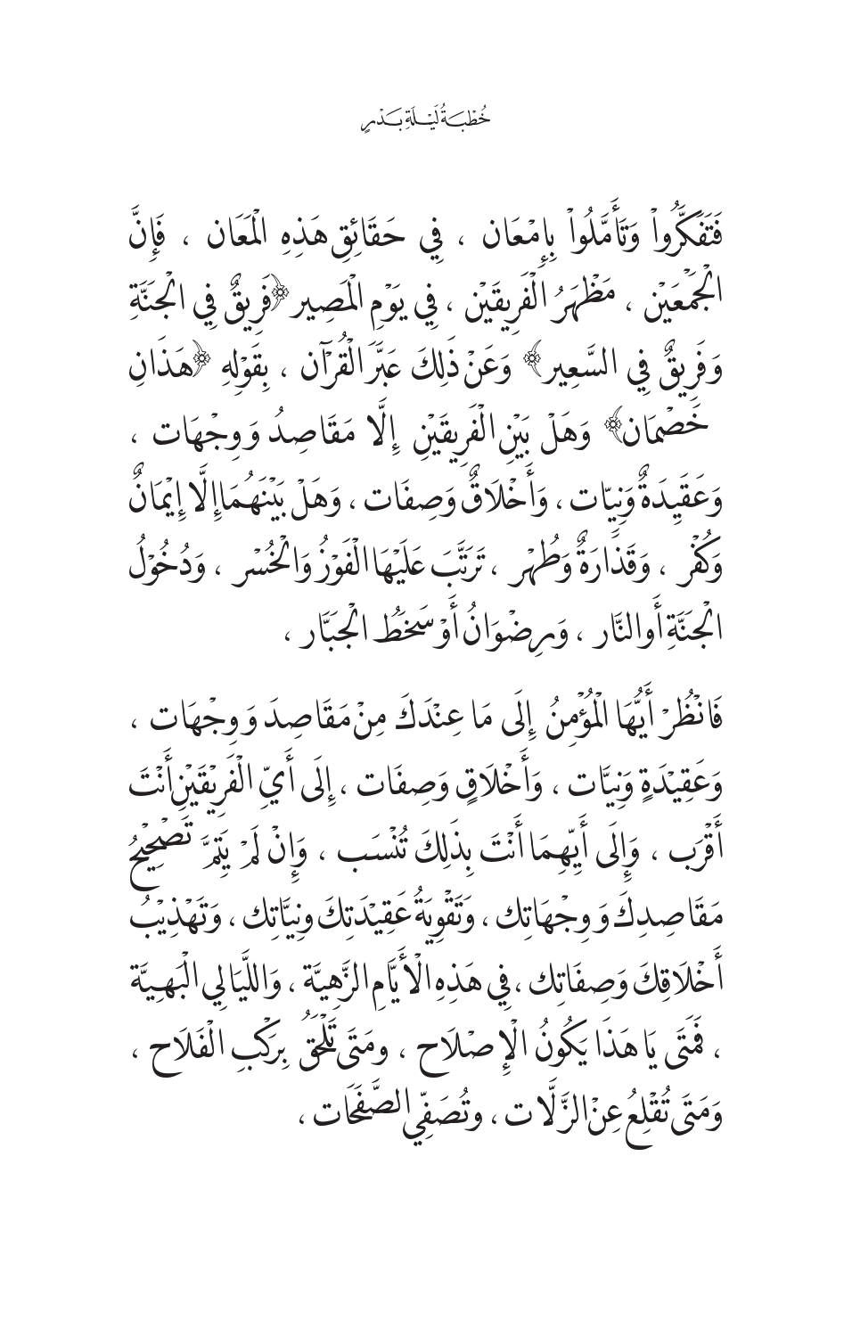فَتَفَكَّرُواْ وَتَأَمَّلُواْ بِإِمْعَان ، فِي حَقَائِقِ هَذِهِ الْمَعَان ، فَإِنَّ الْجَمْعَيْن ، مَظْهَرُ الْفَرِيقَيْن ، فِي يَوْمِ الْمَصِير ﴿فَرِيقٌ فِي الْجَنَّةِ وَفَرِيقٌ فِي السَّعِير﴾ وَعَنْ ذَلِكَ عَبَّرَ الْقُرآن ، بِقَوْلِهِ ﴿هَذَانِ خَصْمَان﴾ وَهَلْ بَيْنَ الْفَرِيقَيْن إِلَّا مَقَاصِدُ وَوِجْهَات ، وَعَقِيدَةٌ وَنِيَّات ، وَأَخْلَاقٌ وَصِفَات ، وَهَلْ بَيْنَهُمَا إِلَّا إِيمَانٌ وَكُفْر ، وَقَذَارَةٌ وَطُهْر ، تَرَتَّبَ عَلَيْهَا الْفَوْزُ وَالْخُسْر ، وَدُخُولُ الْجَنَّةِ أَوِ النَّار ، وَرِضْوَانُ أَوْ سَخَطُ الْجَبَّار ،

فَانْظُرْ أَيُّهَا الْمُؤْمِنُ إِلَى مَا عِنْدَكَ مِنْ مَقَاصِدَ وَوِجْهَات ، وَعَقِيدَةٍ وَنِيَّات ، وَأَخْلَاقٍ وَصِفَات ، إِلَى أَيِّ الْفَرِيقَيْنِ أَنْتَ أَقْرَب ، وَإِلَى أَيِّهِمَا أَنْتَ بِذَلِكَ تُنْسَب ، وَإِنْ لَمْ يَتِمَّ تَصْحِيحُ مَقَاصِدِكَ وَوِجْهَاتِك ، وَتَقْوِيَةُ عَقِيدَتِكَ وَنِيَّاتِك ، وَتَهْذِيبُ أَخْلَاقِكَ وَصِفَاتِك ، فِي هَذِهِ الْأَيَّامِ الزَّهِيَّة ، وَاللَّيَالِي الْبَهِيَّة ، فَمَتَى يَا هَذَا يَكُونُ الْإِصْلَاح ، وَمَتَى تَلْحَقُ بِرَكْبِ الْفَلَاح ، وَمَتَى تُقْلِعُ عَنِ الزَّلَّات ، وَتُصَفِّي الصَّفَحَات ،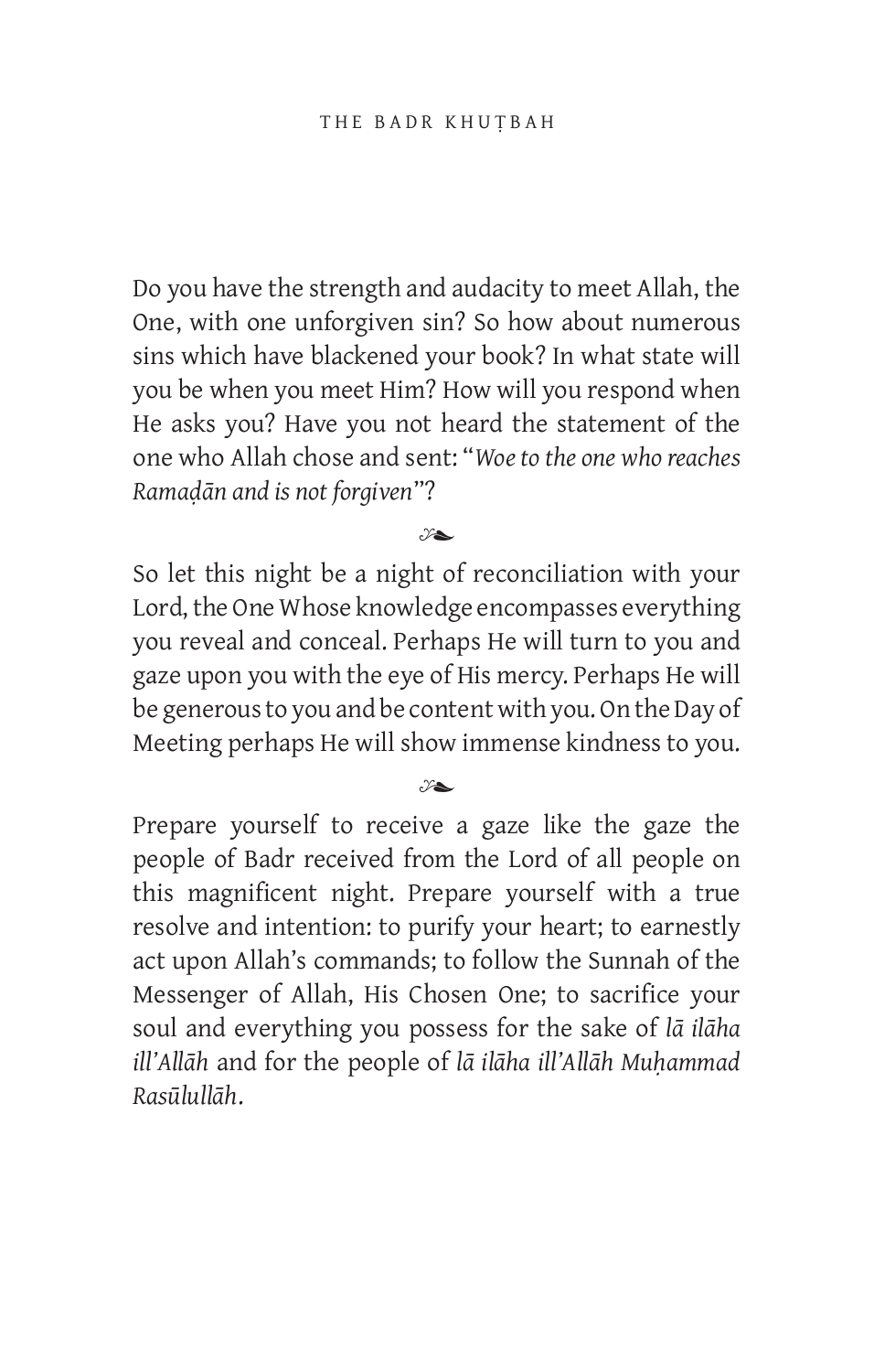Do you have the strength and audacity to meet Allah, the One, with one unforgiven sin? So how about numerous sins which have blackened your book? In what state will you be when you meet Him? How will you respond when He asks you? Have you not heard the statement of the one who Allah chose and sent: "*Woe to the one who reaches Ramaḍān and is not forgiven*"?

❧

So let this night be a night of reconciliation with your Lord, the One Whose knowledge encompasses everything you reveal and conceal. Perhaps He will turn to you and gaze upon you with the eye of His mercy. Perhaps He will be generous to you and be content with you. On the Day of Meeting perhaps He will show immense kindness to you.

❧

Prepare yourself to receive a gaze like the gaze the people of Badr received from the Lord of all people on this magnificent night. Prepare yourself with a true resolve and intention: to purify your heart; to earnestly act upon Allah's commands; to follow the Sunnah of the Messenger of Allah, His Chosen One; to sacrifice your soul and everything you possess for the sake of *lā ilāha ill'Allāh* and for the people of *lā ilāha ill'Allāh Muḥammad Rasūlullāh*.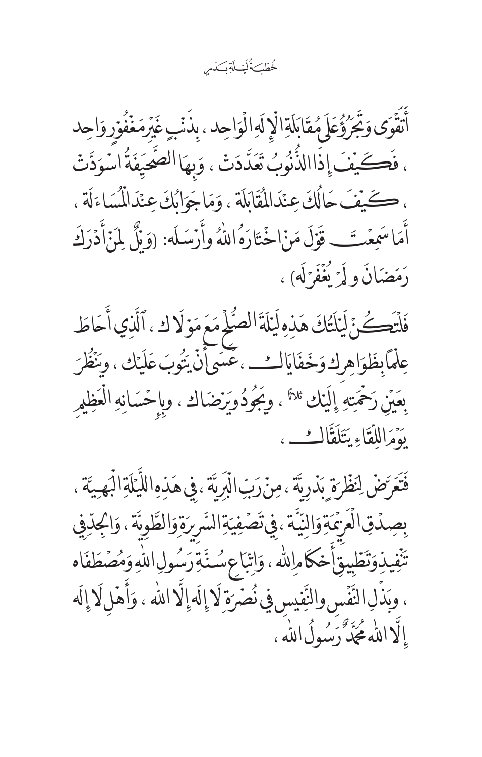أَتَقْوَى وَتَجْرُؤُ عَلَى مُقَابَلَةِ الْإِلَهِ الْوَاحِد ، بِذَنْبٍ غَيْرِ مَغْفُورٍ وَاحِد ، فَكَيْفَ إِذَا الذُّنُوبُ تَعَدَّدَتْ ، وَبِهَا الصَّحِيفَةُ اسْوَدَّتْ ، كَيْفَ حَالُكَ عِنْدَ الْمُقَابَلَة ، وَمَا جَوَابُكَ عِنْدَ الْمُسَاءَلَة ، أَمَا سَمِعْتَ قَوْلَ مَنْ اخْتَارَهُ اللّٰهُ وأَرْسَلَه: (وَيْلٌ لِمَنْ أَدْرَكَ رَمَضَانَ و لَمْ يُغْفَرْ لَه) ،

فَلْتَكُنْ لَيْلَتُكَ هَذِهِ لَيْلَةَ الصُّلْحِ مَعَ مَوْلَاك ، الَّذِي أَحَاطَ عِلْمًا بِظَوَاهِرِكَ وَخَفَايَاك ، عَسَى أَنْ يَتُوبَ عَلَيْك ، وَيَنْظُرَ بِعَيْنِ رَحْمَتِهِ إِلَيْك ثلاثًا ، وَيَجُودُ وَيَرْضَاك ، وبِإِحْسَانِهِ الْعَظِيمِ يَوْمَ اللِّقَاءِ يَتَلَقَّاك ،

فَتَعَرَّضْ لِنَظْرَةٍ بَدْرِيَّة ، مِنْ رَبِّ الْبَرِيَّة ، فِي هَذِهِ اللَّيْلَةِ الْبَهِيَّة ، بِصِدْقِ الْعَزِيمَةِ وَالنِّيَّة ، فِي تَصْفِيَةِ السَّرِيرَةِ وَالطَّوِيَّة ، وَالْجِدِّ فِي تَنْفِيذِ وَتَطْبِيقِ أَحْكَامِ اللّٰه ، وَاتِّبَاعِ سُنَّةِ رَسُولِ اللّٰهِ وَمُصْطَفَاه ، وبَذْلِ النَّفْسِ وَالنَّفِيسِ فِي نُصْرَةِ لَا إِلَهَ إِلَّا اللّٰه ، وَأَهْلِ لَا إِلَهَ إِلَّا اللّٰه مُحَمَّدٌ رَسُولُ اللّٰه ،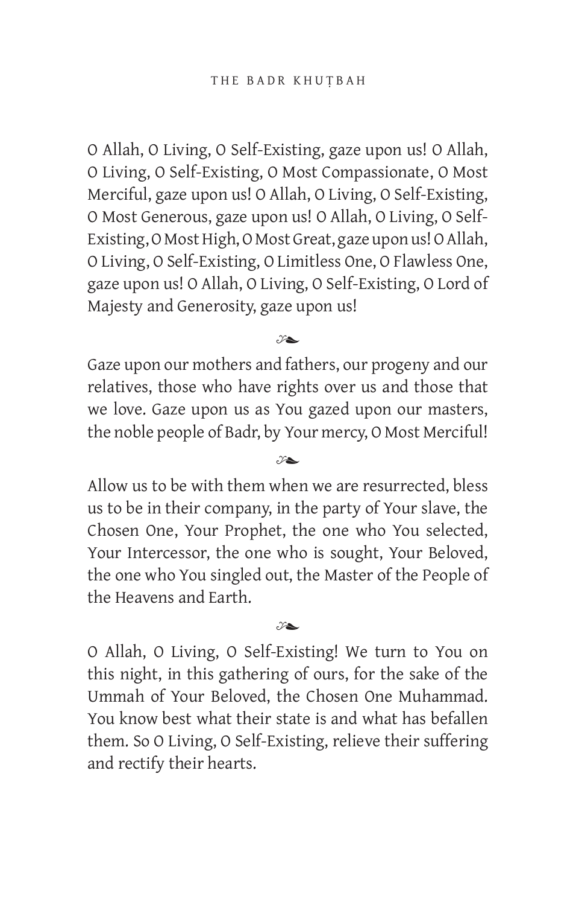O Allah, O Living, O Self-Existing, gaze upon us! O Allah, O Living, O Self-Existing, O Most Compassionate, O Most Merciful, gaze upon us! O Allah, O Living, O Self-Existing, O Most Generous, gaze upon us! O Allah, O Living, O Self-Existing, O Most High, O Most Great, gaze upon us! O Allah, O Living, O Self-Existing, O Limitless One, O Flawless One, gaze upon us! O Allah, O Living, O Self-Existing, O Lord of Majesty and Generosity, gaze upon us!

❧

Gaze upon our mothers and fathers, our progeny and our relatives, those who have rights over us and those that we love. Gaze upon us as You gazed upon our masters, the noble people of Badr, by Your mercy, O Most Merciful!

❧

Allow us to be with them when we are resurrected, bless us to be in their company, in the party of Your slave, the Chosen One, Your Prophet, the one who You selected, Your Intercessor, the one who is sought, Your Beloved, the one who You singled out, the Master of the People of the Heavens and Earth.

❧

O Allah, O Living, O Self-Existing! We turn to You on this night, in this gathering of ours, for the sake of the Ummah of Your Beloved, the Chosen One Muhammad. You know best what their state is and what has befallen them. So O Living, O Self-Existing, relieve their suffering and rectify their hearts.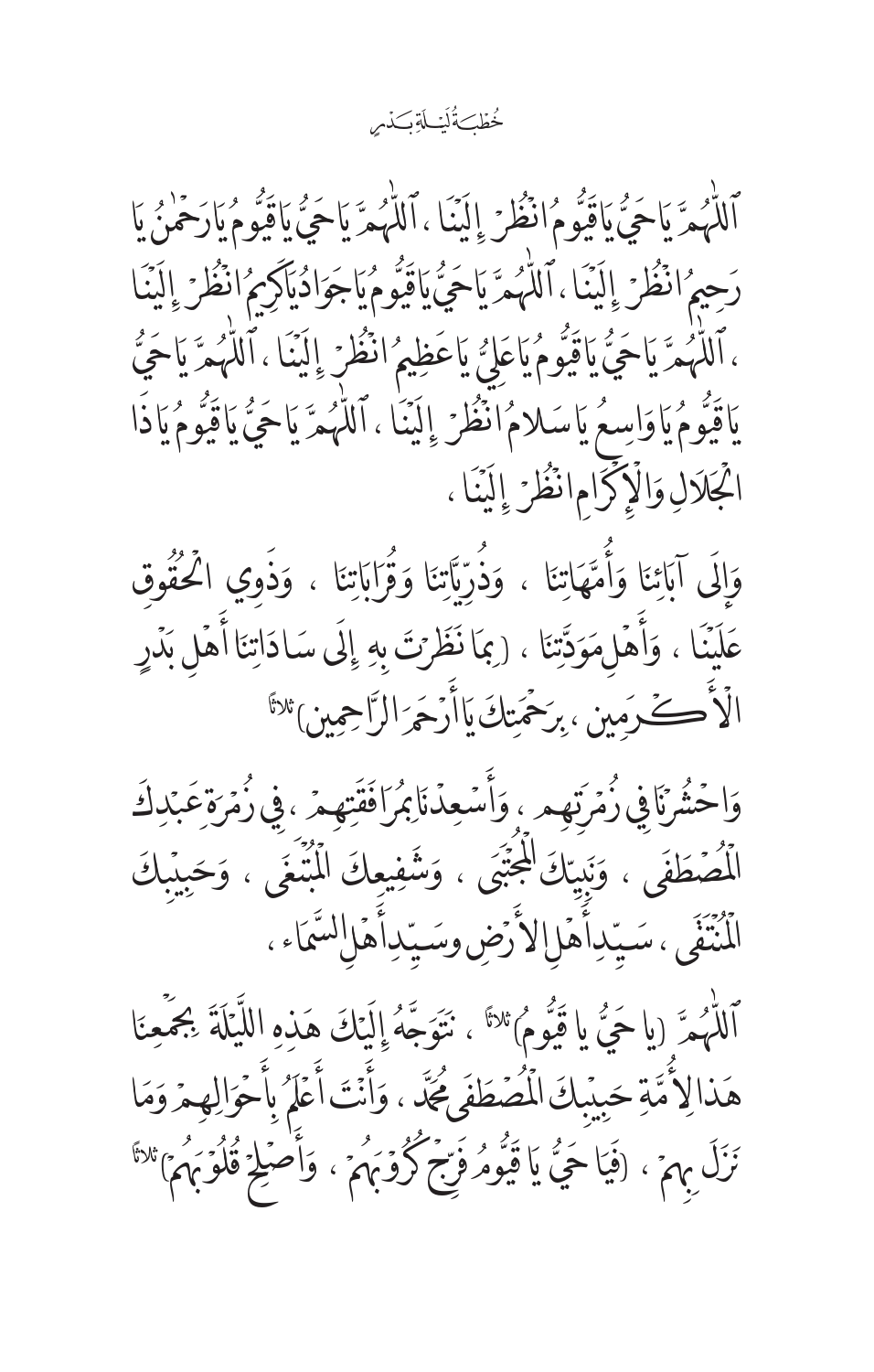ٱللّٰهُمَّ يَا حَيُّ يَا قَيُّومُ انْظُرْ إِلَيْنَا ، ٱللّٰهُمَّ يَا حَيُّ يَا قَيُّومُ يَا رَحْمٰنُ يَا رَحِيمُ انْظُرْ إِلَيْنَا ، ٱللّٰهُمَّ يَا حَيُّ يَا قَيُّومُ يَا جَوَادُ يَا كَرِيمُ انْظُرْ إِلَيْنَا ، ٱللّٰهُمَّ يَا حَيُّ يَا قَيُّومُ يَا عَلِيُّ يَا عَظِيمُ انْظُرْ إِلَيْنَا ، ٱللّٰهُمَّ يَا حَيُّ يَا قَيُّومُ يَا وَاسِعُ يَا سَلامُ انْظُرْ إِلَيْنَا ، ٱللّٰهُمَّ يَا حَيُّ يَا قَيُّومُ يَا ذَا الْجَلالِ وَالْإِكْرَامِ انْظُرْ إِلَيْنَا ،

وَإِلَى آبَائِنَا وَأُمَّهَاتِنَا ، وَذُرِّيَّاتِنَا وَقُرَابَاتِنَا ، وَذَوِي الْحُقُوقِ عَلَيْنَا ، وَأَهْلِ مَوَدَّتِنَا ، (بِمَا نَظَرْتَ بِهِ إِلَى سَادَاتِنَا أَهْلِ بَدْرٍ الْأَكْرَمِين ، بِرَحْمَتِكَ يَا أَرْحَمَ الرَّاحِمِين) ثلاثًا

وَاحْشُرْنَا فِي زُمْرَتِهِم ، وَأَسْعِدْنَا بِمُرَافَقَتِهِمْ ، فِي زُمْرَةِ عَبْدِكَ الْمُصْطَفَى ، وَنَبِيِّكَ الْمُجْتَبَى ، وَشَفِيعِكَ الْمُبْتَغَى ، وَحَبِيبِكَ الْمُنْتَقَى ، سَيِّدِ أَهْلِ الأَرْضِ وَسَيِّدِ أَهْلِ السَّمَاءِ ،

ٱللّٰهُمَّ (يَا حَيُّ يَا قَيُّومُ) ثلاثًا ، نَتَوَجَّهُ إِلَيْكَ هَذِهِ اللَّيْلَةَ بِجَمْعِنَا هَذَا الأُمَّةِ حَبِيبِكَ الْمُصْطَفَى مُحَمَّد ، وَأَنْتَ أَعْلَمُ بِأَحْوَالِهِمْ وَمَا نَزَلَ بِهِمْ ، (فَيَا حَيُّ يَا قَيُّومُ فَرِّجْ كُرُوبَهُمْ ، وَأَصْلِحْ قُلُوبَهُمْ) ثلاثًا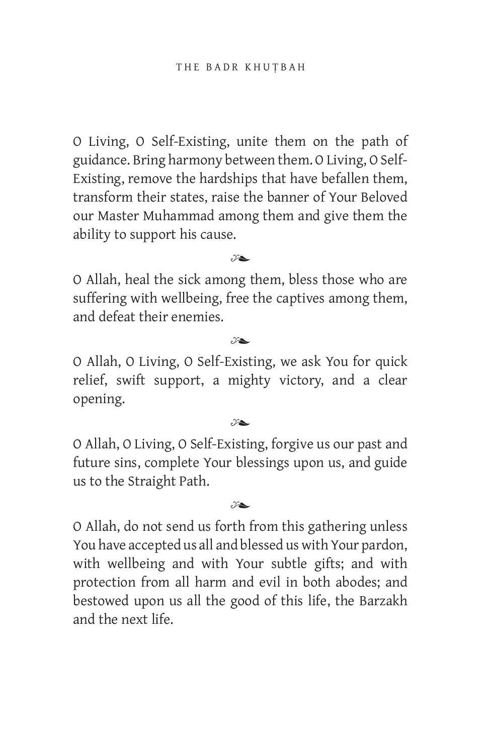O Living, O Self-Existing, unite them on the path of guidance. Bring harmony between them. O Living, O Self-Existing, remove the hardships that have befallen them, transform their states, raise the banner of Your Beloved our Master Muhammad among them and give them the ability to support his cause.

❧

O Allah, heal the sick among them, bless those who are suffering with wellbeing, free the captives among them, and defeat their enemies.

❧

O Allah, O Living, O Self-Existing, we ask You for quick relief, swift support, a mighty victory, and a clear opening.

❧

O Allah, O Living, O Self-Existing, forgive us our past and future sins, complete Your blessings upon us, and guide us to the Straight Path.

❧

O Allah, do not send us forth from this gathering unless You have accepted us all and blessed us with Your pardon, with wellbeing and with Your subtle gifts; and with protection from all harm and evil in both abodes; and bestowed upon us all the good of this life, the Barzakh and the next life.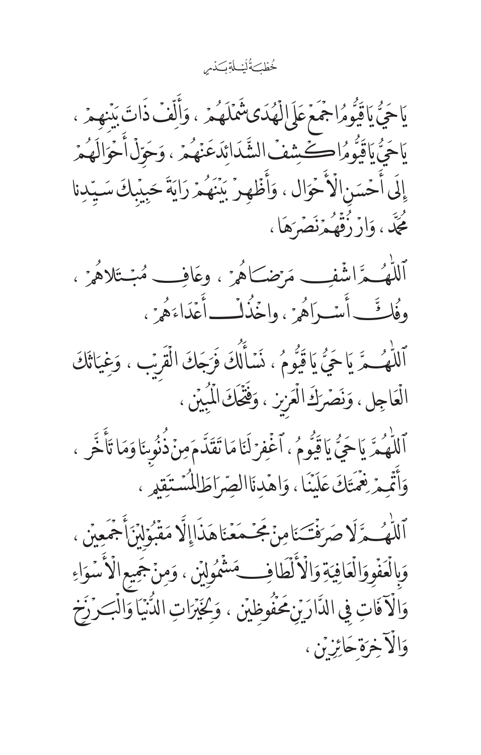يَا حَيُّ يَا قَيُّومُ اجْمَعْ عَلَى الْهُدَى شَمْلَهُمْ ، وَأَلِّفْ ذَاتَ بَيْنِهِمْ ، يَا حَيُّ يَا قَيُّومُ اكْشِفْ الشَّدَائِدَ عَنْهُمْ ، وَحَوِّلْ أَحْوَالَهُمْ إِلَى أَحْسَنِ الأَحْوَال ، وَأَظْهِرْ بَيْنَهُمْ رَايَةَ حَبِيبِكَ سَيِّدِنَا مُحَمَّد ، وَارْزُقْهُمْ نَصْرَهَا ،

ٱللَّٰهُمَّ اشْفِ مَرْضَاهُمْ ، وعَافِ مُبْتَلاهُمْ ، وفُكَّ أَسْرَاهُمْ ، واخْذُلْ أَعْدَاءَهُمْ ،

ٱللَّٰهُمَّ يَا حَيُّ يَا قَيُّومُ ، نَسْأَلُكَ فَرَجَكَ الْقَرِيب ، وَغِيَاثَكَ الْعَاجِل ، وَنَصْرَكَ الْعَزِيز ، وَفَتْحَكَ الْمُبِين ،

ٱللَّٰهُمَّ يَا حَيُّ يَا قَيُّومُ ، ٱغْفِرْ لَنَا مَا تَقَدَّمَ مِنْ ذُنُوبِنَا وَمَا تَأَخَّر ، وَأَتْمِمْ نِعْمَتَكَ عَلَيْنَا ، وَاهْدِنَا الصِّرَاطَ الْمُسْتَقِيم ،

ٱللَّٰهُمَّ لَا صَرَفْتَنَا مِنْ مَجْمَعِنَا هَذَا إِلَّا مَقْبُولِينَ أَجْمَعِين ، وَبِالْعَفْوِ وَالْعَافِيَةِ وَالأَلْطَافِ مَشْمُولِين ، وَمِنْ جَمِيعِ الأَسْوَاءِ وَالآفَاتِ فِي الدَّارَيْنِ مَحْفُوظِين ، وَلِلْخَيْرَاتِ الدُّنْيَا وَالْبَرْزَخ وَالآخِرَةِ حَائِزِين ،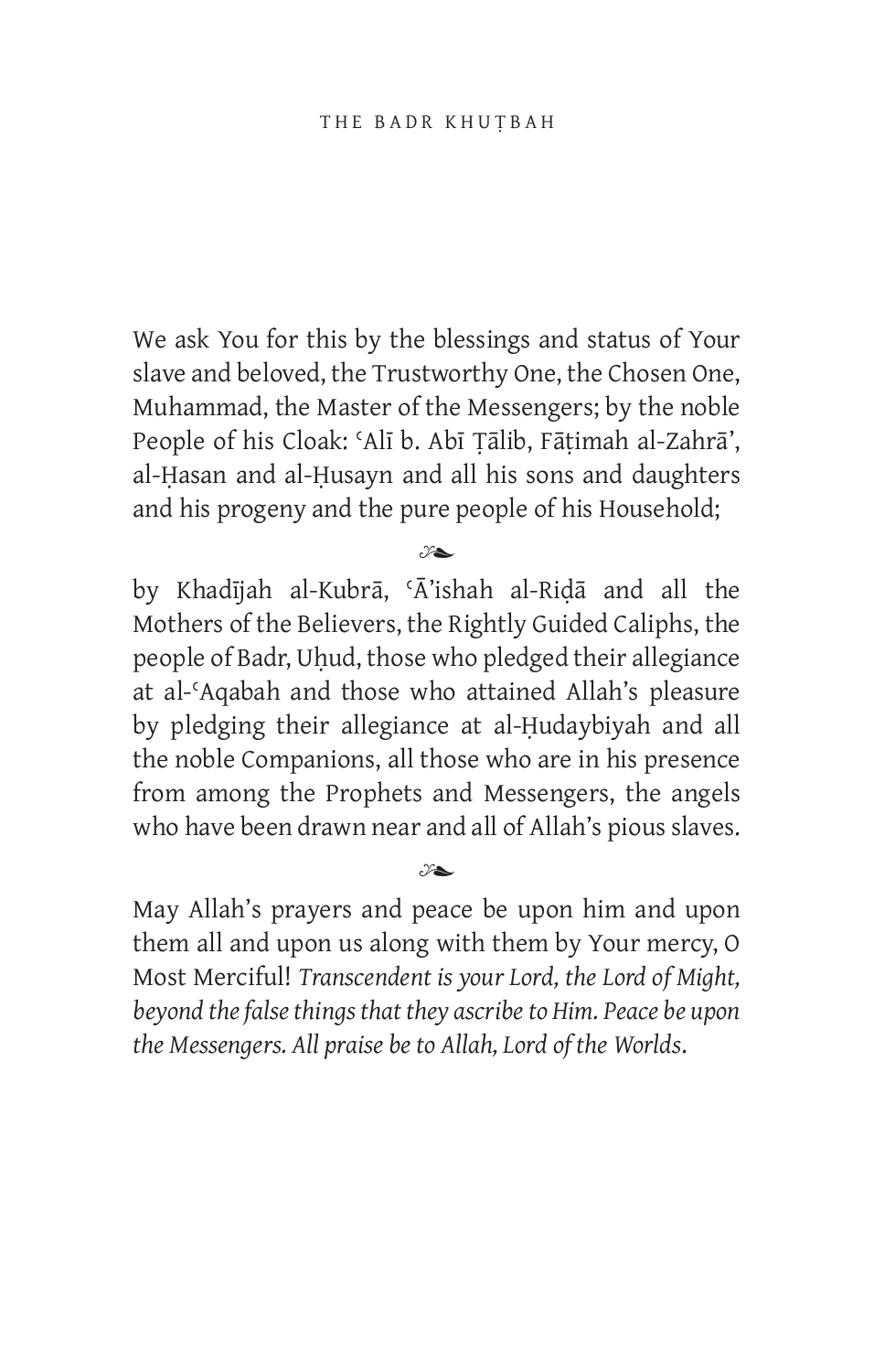We ask You for this by the blessings and status of Your slave and beloved, the Trustworthy One, the Chosen One, Muhammad, the Master of the Messengers; by the noble People of his Cloak: ʿAlī b. Abī Ṭālib, Fāṭimah al-Zahrā', al-Ḥasan and al-Ḥusayn and all his sons and daughters and his progeny and the pure people of his Household;

❧

by Khadījah al-Kubrā, ʿĀ'ishah al-Riḍā and all the Mothers of the Believers, the Rightly Guided Caliphs, the people of Badr, Uḥud, those who pledged their allegiance at al-ʿAqabah and those who attained Allah's pleasure by pledging their allegiance at al-Ḥudaybiyah and all the noble Companions, all those who are in his presence from among the Prophets and Messengers, the angels who have been drawn near and all of Allah's pious slaves.

❧

May Allah's prayers and peace be upon him and upon them all and upon us along with them by Your mercy, O Most Merciful! *Transcendent is your Lord, the Lord of Might, beyond the false things that they ascribe to Him. Peace be upon the Messengers. All praise be to Allah, Lord of the Worlds.*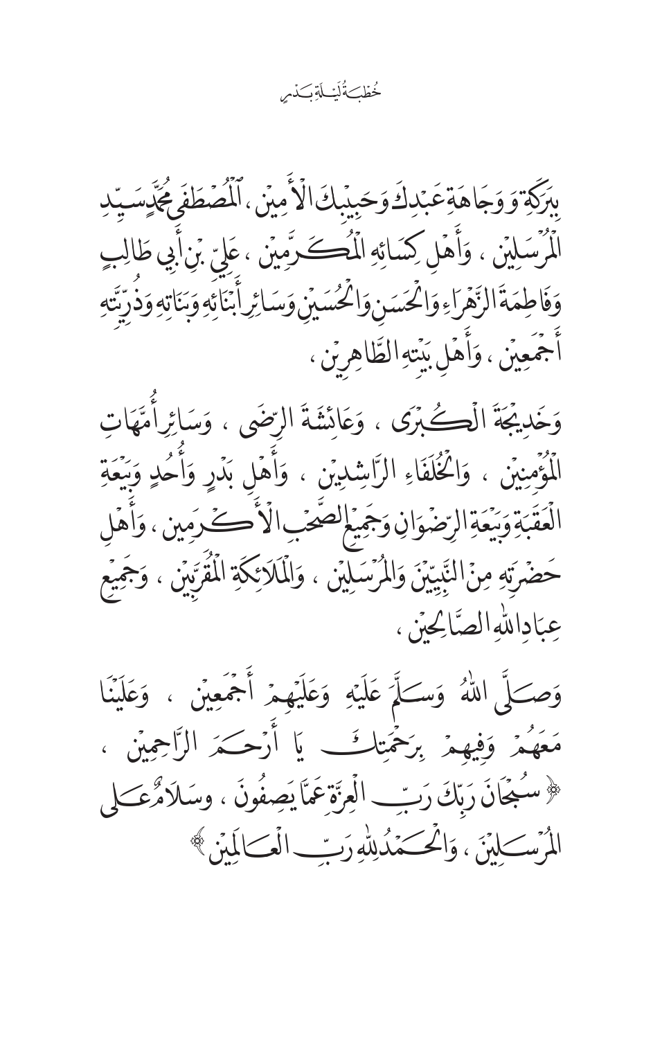بِبَرَكَةِ وَوَجَاهَةِ عَبْدِكَ وَحَبِيبِكَ الْأَمِينِ، الْمُصْطَفَى مُحَمَّدٍ سَيِّدِ الْمُرْسَلِينَ، وَأَهْلِ كِسَائِهِ الْمُكَرَّمِينَ، عَلِيِّ بْنِ أَبِي طَالِبٍ وَفَاطِمَةَ الزَّهْرَاءِ وَالْحَسَنِ وَالْحُسَيْنِ وَسَائِرِ أَبْنَائِهِ وَبَنَاتِهِ وَذُرِّيَّتِهِ أَجْمَعِينَ، وَأَهْلِ بَيْتِهِ الطَّاهِرِينَ،

وَخَدِيجَةَ الْكُبْرَى، وَعَائِشَةَ الرِّضَى، وَسَائِرِ أُمَّهَاتِ الْمُؤْمِنِينَ، وَالْخُلَفَاءِ الرَّاشِدِينَ، وَأَهْلِ بَدْرٍ وَأُحُدٍ وَبَيْعَةِ الْعَقَبَةِ وَبَيْعَةِ الرِّضْوَانِ وَجَمِيعِ الصَّحْبِ الْأَكْرَمِينَ، وَأَهْلِ حَضْرَتِهِ مِنَ النَّبِيِّينَ وَالْمُرْسَلِينَ، وَالْمَلَائِكَةِ الْمُقَرَّبِينَ، وَجَمِيعِ عِبَادِ اللهِ الصَّالِحِينَ،

وَصَلَّى اللهُ وَسَلَّمَ عَلَيْهِ وَعَلَيْهِمْ أَجْمَعِينَ، وَعَلَيْنَا مَعَهُمْ وَفِيهِمْ بِرَحْمَتِكَ يَا أَرْحَمَ الرَّاحِمِينَ، ﴿سُبْحَانَ رَبِّكَ رَبِّ الْعِزَّةِ عَمَّا يَصِفُونَ، وَسَلَامٌ عَلَى الْمُرْسَلِينَ، وَالْحَمْدُ لِلَّهِ رَبِّ الْعَالَمِينَ﴾